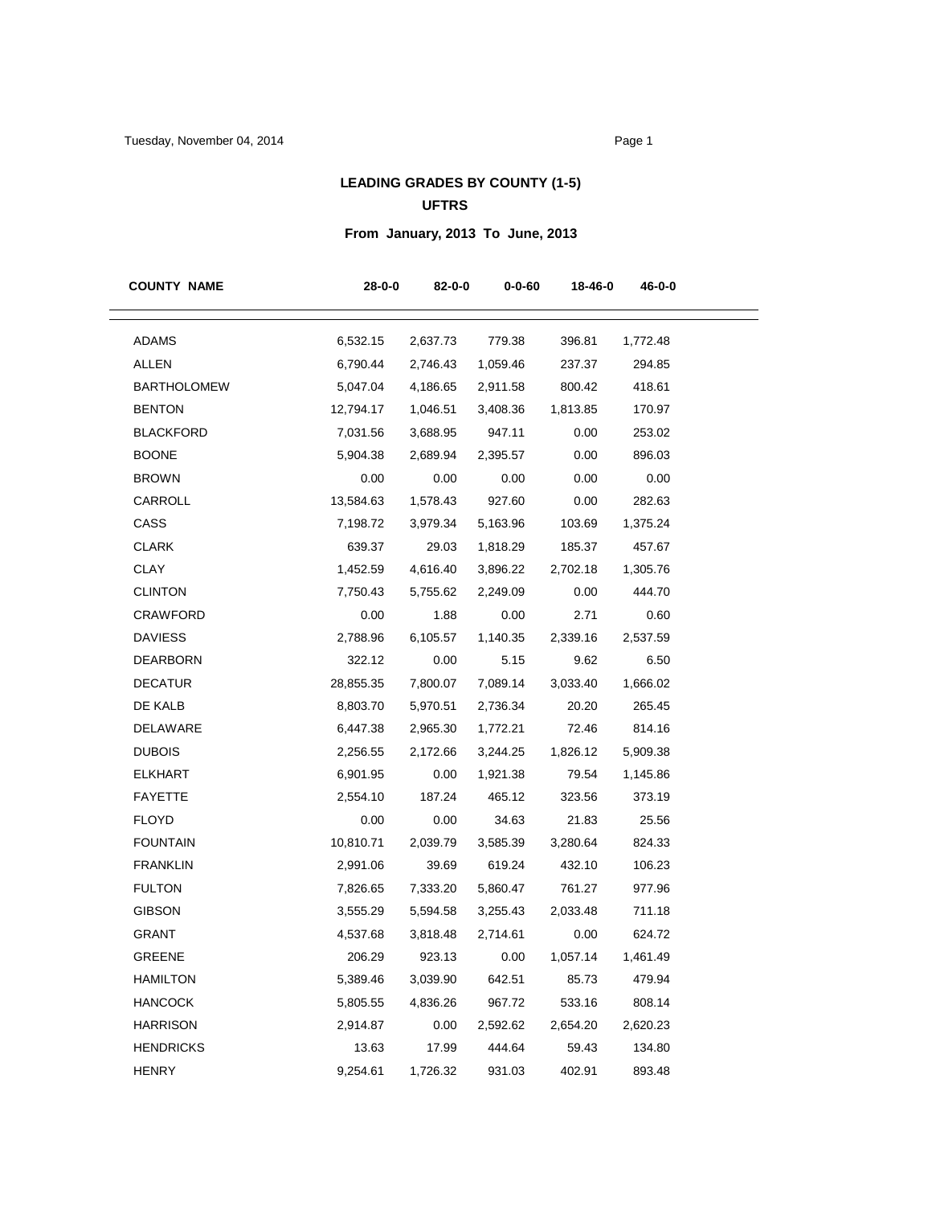# LEADING GRADES BY COUNTY (1-5)

## UFTRS

### From January, 2013 To June, 2013

| COUNTY NAME | 28-0-0 | 82-0-0 | 0-0-60 | 18-46-0 | 46-0-0 |
|---|---|---|---|---|---|
| ADAMS | 6,532.15 | 2,637.73 | 779.38 | 396.81 | 1,772.48 |
| ALLEN | 6,790.44 | 2,746.43 | 1,059.46 | 237.37 | 294.85 |
| BARTHOLOMEW | 5,047.04 | 4,186.65 | 2,911.58 | 800.42 | 418.61 |
| BENTON | 12,794.17 | 1,046.51 | 3,408.36 | 1,813.85 | 170.97 |
| BLACKFORD | 7,031.56 | 3,688.95 | 947.11 | 0.00 | 253.02 |
| BOONE | 5,904.38 | 2,689.94 | 2,395.57 | 0.00 | 896.03 |
| BROWN | 0.00 | 0.00 | 0.00 | 0.00 | 0.00 |
| CARROLL | 13,584.63 | 1,578.43 | 927.60 | 0.00 | 282.63 |
| CASS | 7,198.72 | 3,979.34 | 5,163.96 | 103.69 | 1,375.24 |
| CLARK | 639.37 | 29.03 | 1,818.29 | 185.37 | 457.67 |
| CLAY | 1,452.59 | 4,616.40 | 3,896.22 | 2,702.18 | 1,305.76 |
| CLINTON | 7,750.43 | 5,755.62 | 2,249.09 | 0.00 | 444.70 |
| CRAWFORD | 0.00 | 1.88 | 0.00 | 2.71 | 0.60 |
| DAVIESS | 2,788.96 | 6,105.57 | 1,140.35 | 2,339.16 | 2,537.59 |
| DEARBORN | 322.12 | 0.00 | 5.15 | 9.62 | 6.50 |
| DECATUR | 28,855.35 | 7,800.07 | 7,089.14 | 3,033.40 | 1,666.02 |
| DE KALB | 8,803.70 | 5,970.51 | 2,736.34 | 20.20 | 265.45 |
| DELAWARE | 6,447.38 | 2,965.30 | 1,772.21 | 72.46 | 814.16 |
| DUBOIS | 2,256.55 | 2,172.66 | 3,244.25 | 1,826.12 | 5,909.38 |
| ELKHART | 6,901.95 | 0.00 | 1,921.38 | 79.54 | 1,145.86 |
| FAYETTE | 2,554.10 | 187.24 | 465.12 | 323.56 | 373.19 |
| FLOYD | 0.00 | 0.00 | 34.63 | 21.83 | 25.56 |
| FOUNTAIN | 10,810.71 | 2,039.79 | 3,585.39 | 3,280.64 | 824.33 |
| FRANKLIN | 2,991.06 | 39.69 | 619.24 | 432.10 | 106.23 |
| FULTON | 7,826.65 | 7,333.20 | 5,860.47 | 761.27 | 977.96 |
| GIBSON | 3,555.29 | 5,594.58 | 3,255.43 | 2,033.48 | 711.18 |
| GRANT | 4,537.68 | 3,818.48 | 2,714.61 | 0.00 | 624.72 |
| GREENE | 206.29 | 923.13 | 0.00 | 1,057.14 | 1,461.49 |
| HAMILTON | 5,389.46 | 3,039.90 | 642.51 | 85.73 | 479.94 |
| HANCOCK | 5,805.55 | 4,836.26 | 967.72 | 533.16 | 808.14 |
| HARRISON | 2,914.87 | 0.00 | 2,592.62 | 2,654.20 | 2,620.23 |
| HENDRICKS | 13.63 | 17.99 | 444.64 | 59.43 | 134.80 |
| HENRY | 9,254.61 | 1,726.32 | 931.03 | 402.91 | 893.48 |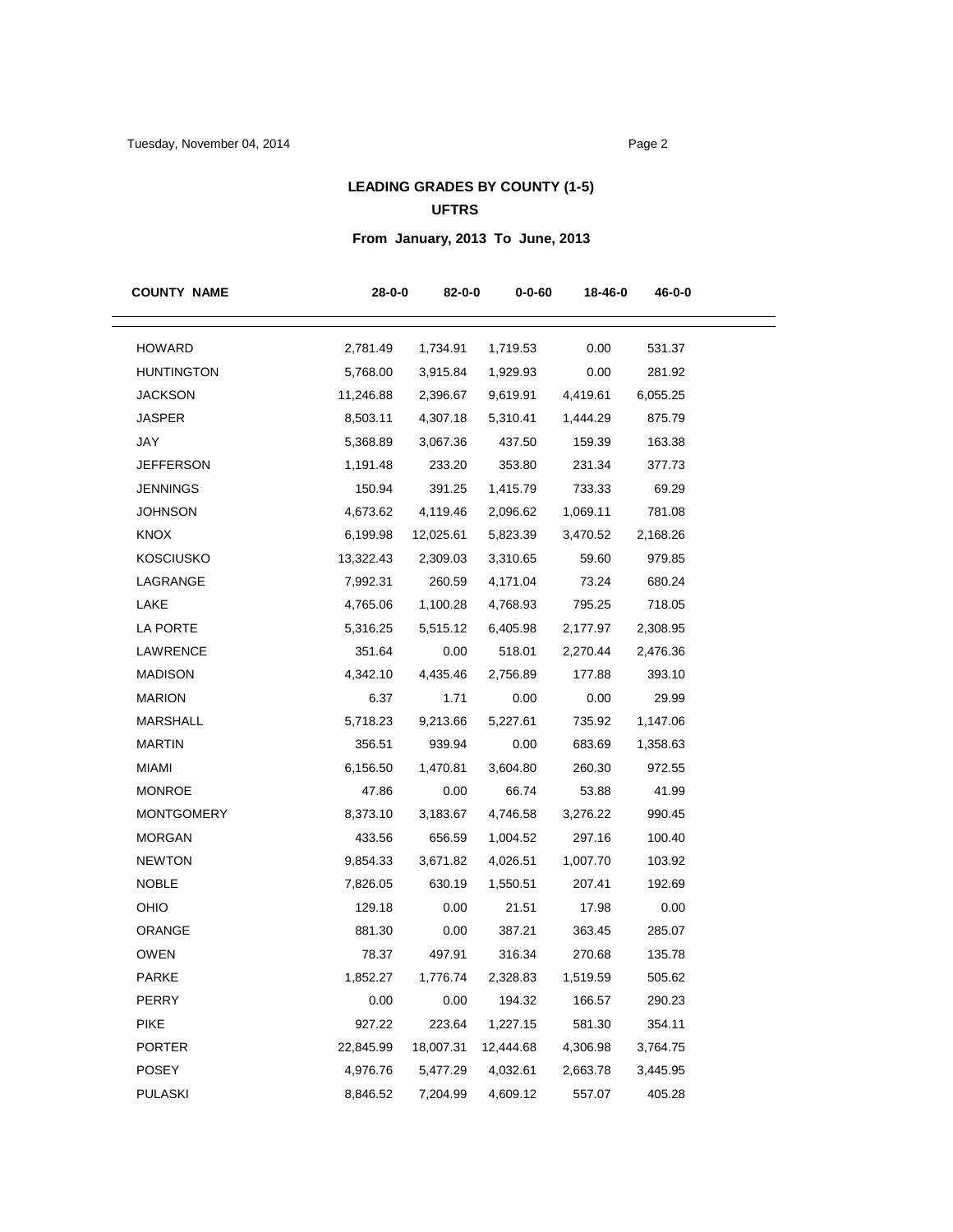## LEADING GRADES BY COUNTY (1-5)

## UFTRS

### From January, 2013 To June, 2013

| COUNTY NAME | 28-0-0 | 82-0-0 | 0-0-60 | 18-46-0 | 46-0-0 |
|---|---|---|---|---|---|
| HOWARD | 2,781.49 | 1,734.91 | 1,719.53 | 0.00 | 531.37 |
| HUNTINGTON | 5,768.00 | 3,915.84 | 1,929.93 | 0.00 | 281.92 |
| JACKSON | 11,246.88 | 2,396.67 | 9,619.91 | 4,419.61 | 6,055.25 |
| JASPER | 8,503.11 | 4,307.18 | 5,310.41 | 1,444.29 | 875.79 |
| JAY | 5,368.89 | 3,067.36 | 437.50 | 159.39 | 163.38 |
| JEFFERSON | 1,191.48 | 233.20 | 353.80 | 231.34 | 377.73 |
| JENNINGS | 150.94 | 391.25 | 1,415.79 | 733.33 | 69.29 |
| JOHNSON | 4,673.62 | 4,119.46 | 2,096.62 | 1,069.11 | 781.08 |
| KNOX | 6,199.98 | 12,025.61 | 5,823.39 | 3,470.52 | 2,168.26 |
| KOSCIUSKO | 13,322.43 | 2,309.03 | 3,310.65 | 59.60 | 979.85 |
| LAGRANGE | 7,992.31 | 260.59 | 4,171.04 | 73.24 | 680.24 |
| LAKE | 4,765.06 | 1,100.28 | 4,768.93 | 795.25 | 718.05 |
| LA PORTE | 5,316.25 | 5,515.12 | 6,405.98 | 2,177.97 | 2,308.95 |
| LAWRENCE | 351.64 | 0.00 | 518.01 | 2,270.44 | 2,476.36 |
| MADISON | 4,342.10 | 4,435.46 | 2,756.89 | 177.88 | 393.10 |
| MARION | 6.37 | 1.71 | 0.00 | 0.00 | 29.99 |
| MARSHALL | 5,718.23 | 9,213.66 | 5,227.61 | 735.92 | 1,147.06 |
| MARTIN | 356.51 | 939.94 | 0.00 | 683.69 | 1,358.63 |
| MIAMI | 6,156.50 | 1,470.81 | 3,604.80 | 260.30 | 972.55 |
| MONROE | 47.86 | 0.00 | 66.74 | 53.88 | 41.99 |
| MONTGOMERY | 8,373.10 | 3,183.67 | 4,746.58 | 3,276.22 | 990.45 |
| MORGAN | 433.56 | 656.59 | 1,004.52 | 297.16 | 100.40 |
| NEWTON | 9,854.33 | 3,671.82 | 4,026.51 | 1,007.70 | 103.92 |
| NOBLE | 7,826.05 | 630.19 | 1,550.51 | 207.41 | 192.69 |
| OHIO | 129.18 | 0.00 | 21.51 | 17.98 | 0.00 |
| ORANGE | 881.30 | 0.00 | 387.21 | 363.45 | 285.07 |
| OWEN | 78.37 | 497.91 | 316.34 | 270.68 | 135.78 |
| PARKE | 1,852.27 | 1,776.74 | 2,328.83 | 1,519.59 | 505.62 |
| PERRY | 0.00 | 0.00 | 194.32 | 166.57 | 290.23 |
| PIKE | 927.22 | 223.64 | 1,227.15 | 581.30 | 354.11 |
| PORTER | 22,845.99 | 18,007.31 | 12,444.68 | 4,306.98 | 3,764.75 |
| POSEY | 4,976.76 | 5,477.29 | 4,032.61 | 2,663.78 | 3,445.95 |
| PULASKI | 8,846.52 | 7,204.99 | 4,609.12 | 557.07 | 405.28 |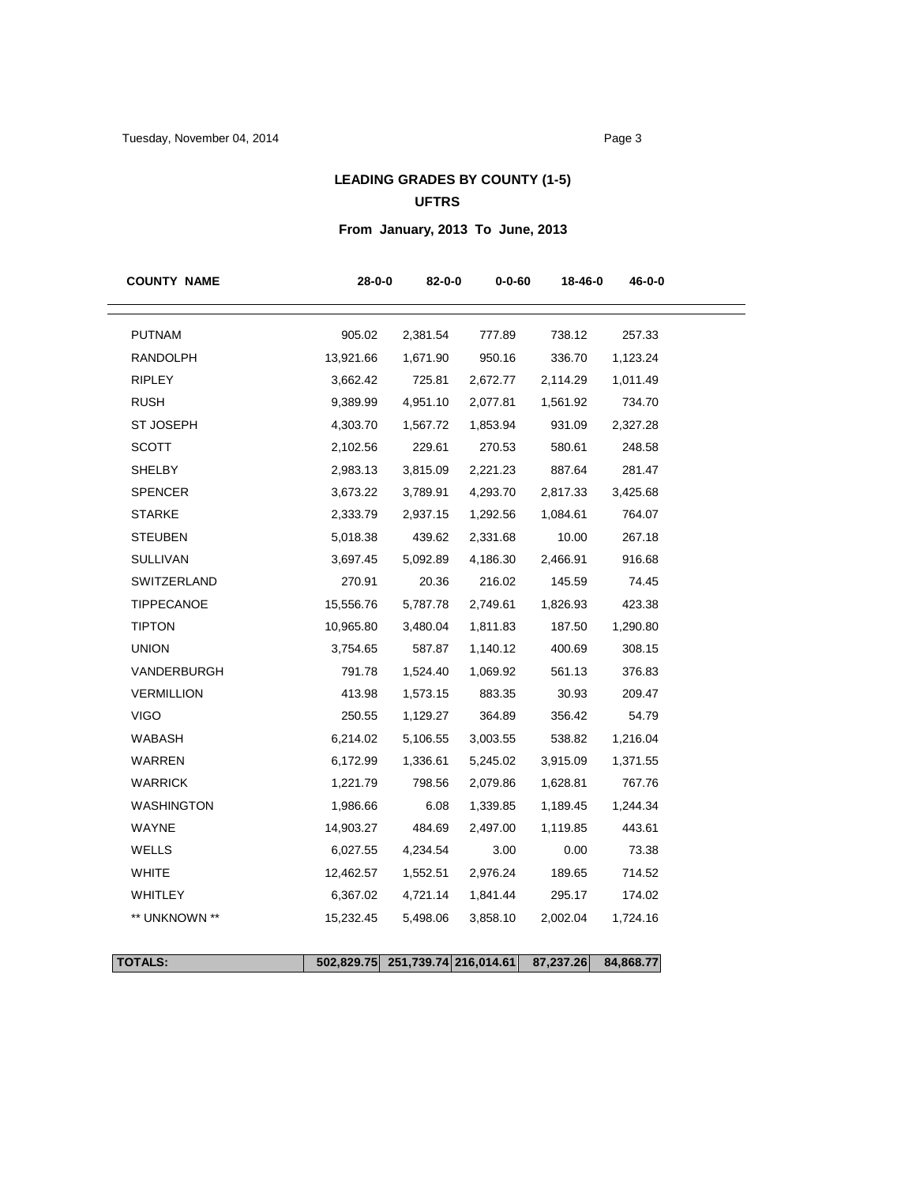## LEADING GRADES BY COUNTY (1-5)

### UFTRS

### From January, 2013 To June, 2013

| COUNTY NAME | 28-0-0 | 82-0-0 | 0-0-60 | 18-46-0 | 46-0-0 |
|---|---|---|---|---|---|
| PUTNAM | 905.02 | 2,381.54 | 777.89 | 738.12 | 257.33 |
| RANDOLPH | 13,921.66 | 1,671.90 | 950.16 | 336.70 | 1,123.24 |
| RIPLEY | 3,662.42 | 725.81 | 2,672.77 | 2,114.29 | 1,011.49 |
| RUSH | 9,389.99 | 4,951.10 | 2,077.81 | 1,561.92 | 734.70 |
| ST JOSEPH | 4,303.70 | 1,567.72 | 1,853.94 | 931.09 | 2,327.28 |
| SCOTT | 2,102.56 | 229.61 | 270.53 | 580.61 | 248.58 |
| SHELBY | 2,983.13 | 3,815.09 | 2,221.23 | 887.64 | 281.47 |
| SPENCER | 3,673.22 | 3,789.91 | 4,293.70 | 2,817.33 | 3,425.68 |
| STARKE | 2,333.79 | 2,937.15 | 1,292.56 | 1,084.61 | 764.07 |
| STEUBEN | 5,018.38 | 439.62 | 2,331.68 | 10.00 | 267.18 |
| SULLIVAN | 3,697.45 | 5,092.89 | 4,186.30 | 2,466.91 | 916.68 |
| SWITZERLAND | 270.91 | 20.36 | 216.02 | 145.59 | 74.45 |
| TIPPECANOE | 15,556.76 | 5,787.78 | 2,749.61 | 1,826.93 | 423.38 |
| TIPTON | 10,965.80 | 3,480.04 | 1,811.83 | 187.50 | 1,290.80 |
| UNION | 3,754.65 | 587.87 | 1,140.12 | 400.69 | 308.15 |
| VANDERBURGH | 791.78 | 1,524.40 | 1,069.92 | 561.13 | 376.83 |
| VERMILLION | 413.98 | 1,573.15 | 883.35 | 30.93 | 209.47 |
| VIGO | 250.55 | 1,129.27 | 364.89 | 356.42 | 54.79 |
| WABASH | 6,214.02 | 5,106.55 | 3,003.55 | 538.82 | 1,216.04 |
| WARREN | 6,172.99 | 1,336.61 | 5,245.02 | 3,915.09 | 1,371.55 |
| WARRICK | 1,221.79 | 798.56 | 2,079.86 | 1,628.81 | 767.76 |
| WASHINGTON | 1,986.66 | 6.08 | 1,339.85 | 1,189.45 | 1,244.34 |
| WAYNE | 14,903.27 | 484.69 | 2,497.00 | 1,119.85 | 443.61 |
| WELLS | 6,027.55 | 4,234.54 | 3.00 | 0.00 | 73.38 |
| WHITE | 12,462.57 | 1,552.51 | 2,976.24 | 189.65 | 714.52 |
| WHITLEY | 6,367.02 | 4,721.14 | 1,841.44 | 295.17 | 174.02 |
| ** UNKNOWN ** | 15,232.45 | 5,498.06 | 3,858.10 | 2,002.04 | 1,724.16 |
| **TOTALS:** | **502,829.75** | **251,739.74** | **216,014.61** | **87,237.26** | **84,868.77** |